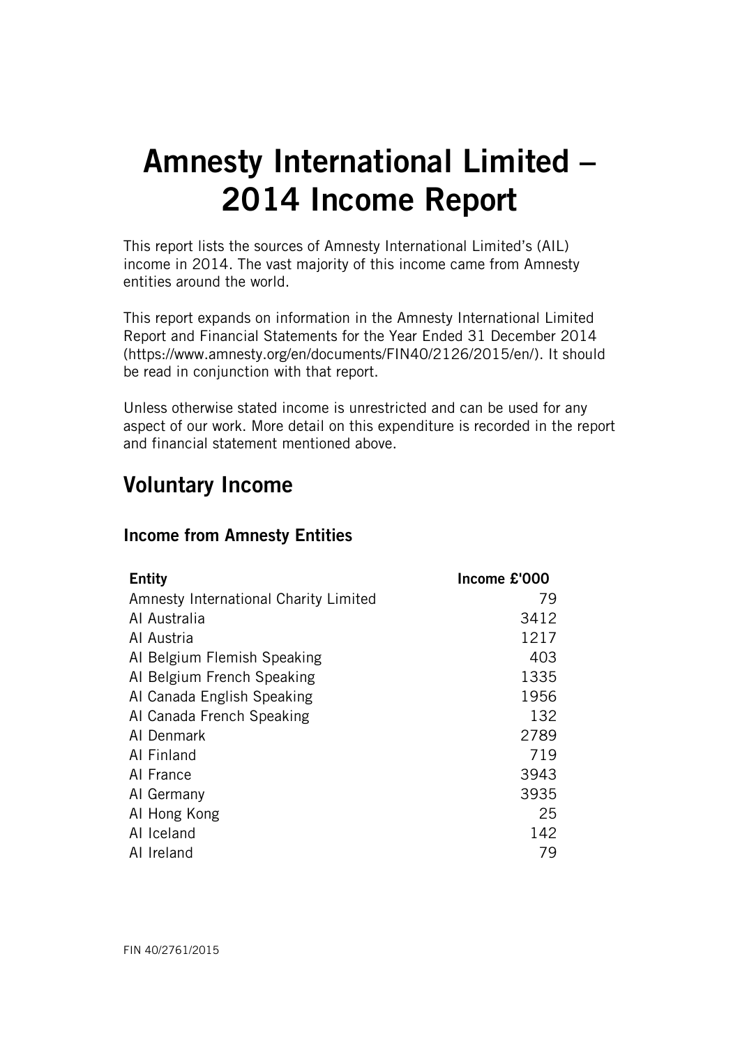# Amnesty International Limited – 2014 Income Report

This report lists the sources of Amnesty International Limited's (AIL) income in 2014. The vast majority of this income came from Amnesty entities around the world.

This report expands on information in the Amnesty International Limited Report and Financial Statements for the Year Ended 31 December 2014 (https://www.amnesty.org/en/documents/FIN40/2126/2015/en/). It should be read in conjunction with that report.

Unless otherwise stated income is unrestricted and can be used for any aspect of our work. More detail on this expenditure is recorded in the report and financial statement mentioned above.

## Voluntary Income

### Income from Amnesty Entities

| Entity | Income £'000 |
|---|---|
| Amnesty International Charity Limited | 79 |
| AI Australia | 3412 |
| AI Austria | 1217 |
| AI Belgium Flemish Speaking | 403 |
| AI Belgium French Speaking | 1335 |
| AI Canada English Speaking | 1956 |
| AI Canada French Speaking | 132 |
| AI Denmark | 2789 |
| AI Finland | 719 |
| AI France | 3943 |
| AI Germany | 3935 |
| AI Hong Kong | 25 |
| AI Iceland | 142 |
| AI Ireland | 79 |

FIN 40/2761/2015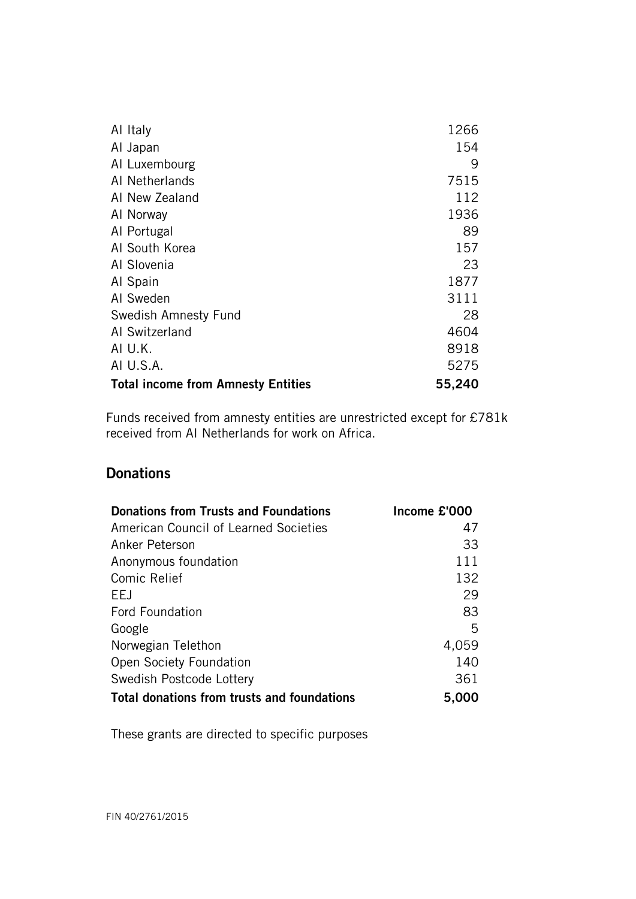| | |
|---|---|
| AI Italy | 1266 |
| AI Japan | 154 |
| AI Luxembourg | 9 |
| AI Netherlands | 7515 |
| AI New Zealand | 112 |
| AI Norway | 1936 |
| AI Portugal | 89 |
| AI South Korea | 157 |
| AI Slovenia | 23 |
| AI Spain | 1877 |
| AI Sweden | 3111 |
| Swedish Amnesty Fund | 28 |
| AI Switzerland | 4604 |
| AI U.K. | 8918 |
| AI U.S.A. | 5275 |
| **Total income from Amnesty Entities** | **55,240** |

Funds received from amnesty entities are unrestricted except for £781k received from AI Netherlands for work on Africa.

## Donations

| Donations from Trusts and Foundations | Income £'000 |
|---|---|
| American Council of Learned Societies | 47 |
| Anker Peterson | 33 |
| Anonymous foundation | 111 |
| Comic Relief | 132 |
| EEJ | 29 |
| Ford Foundation | 83 |
| Google | 5 |
| Norwegian Telethon | 4,059 |
| Open Society Foundation | 140 |
| Swedish Postcode Lottery | 361 |
| **Total donations from trusts and foundations** | **5,000** |

These grants are directed to specific purposes

FIN 40/2761/2015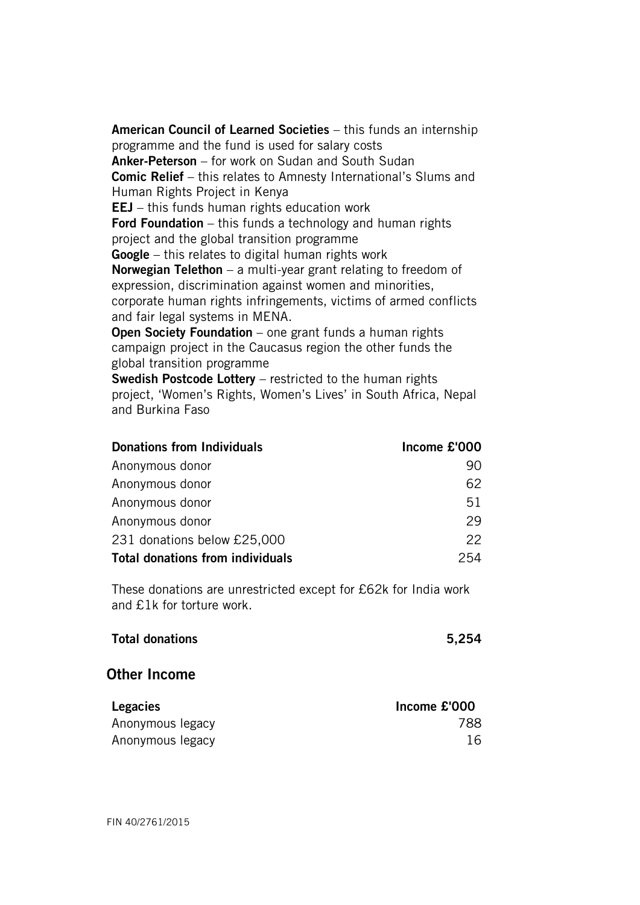**American Council of Learned Societies** – this funds an internship programme and the fund is used for salary costs
**Anker-Peterson** – for work on Sudan and South Sudan
**Comic Relief** – this relates to Amnesty International's Slums and Human Rights Project in Kenya
**EEJ** – this funds human rights education work
**Ford Foundation** – this funds a technology and human rights project and the global transition programme
**Google** – this relates to digital human rights work
**Norwegian Telethon** – a multi-year grant relating to freedom of expression, discrimination against women and minorities, corporate human rights infringements, victims of armed conflicts and fair legal systems in MENA.
**Open Society Foundation** – one grant funds a human rights campaign project in the Caucasus region the other funds the global transition programme
**Swedish Postcode Lottery** – restricted to the human rights project, 'Women's Rights, Women's Lives' in South Africa, Nepal and Burkina Faso

| **Donations from Individuals** | **Income £'000** |
|---|---|
| Anonymous donor | 90 |
| Anonymous donor | 62 |
| Anonymous donor | 51 |
| Anonymous donor | 29 |
| 231 donations below £25,000 | 22 |
| **Total donations from individuals** | 254 |

These donations are unrestricted except for £62k for India work and £1k for torture work.

| **Total donations** | **5,254** |
|---|---|

## Other Income

| **Legacies** | **Income £'000** |
|---|---|
| Anonymous legacy | 788 |
| Anonymous legacy | 16 |

FIN 40/2761/2015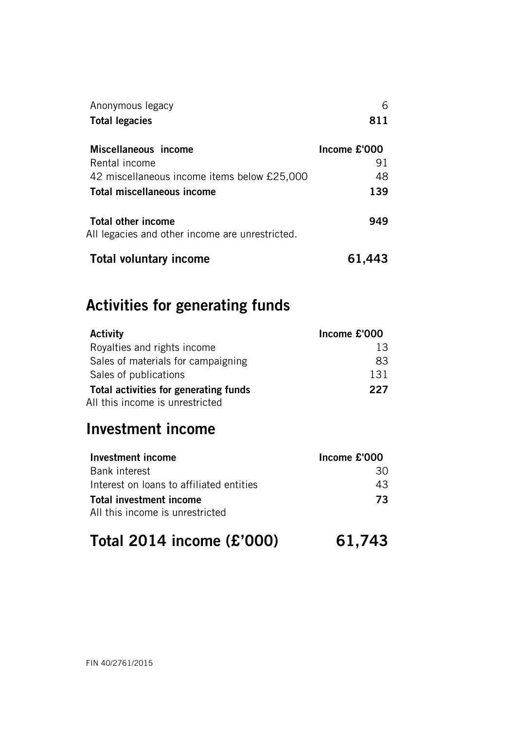| | |
|---|---|
| Anonymous legacy | 6 |
| **Total legacies** | **811** |

| Miscellaneous income | Income £'000 |
|---|---|
| Rental income | 91 |
| 42 miscellaneous income items below £25,000 | 48 |
| **Total miscellaneous income** | **139** |

| | |
|---|---|
| **Total other income** | **949** |

All legacies and other income are unrestricted.

| | |
|---|---|
| **Total voluntary income** | **61,443** |

## Activities for generating funds

| Activity | Income £'000 |
|---|---|
| Royalties and rights income | 13 |
| Sales of materials for campaigning | 83 |
| Sales of publications | 131 |
| **Total activities for generating funds** | **227** |

All this income is unrestricted

## Investment income

| Investment income | Income £'000 |
|---|---|
| Bank interest | 30 |
| Interest on loans to affiliated entities | 43 |
| **Total investment income** | **73** |

All this income is unrestricted

## Total 2014 income (£'000) 61,743

FIN 40/2761/2015